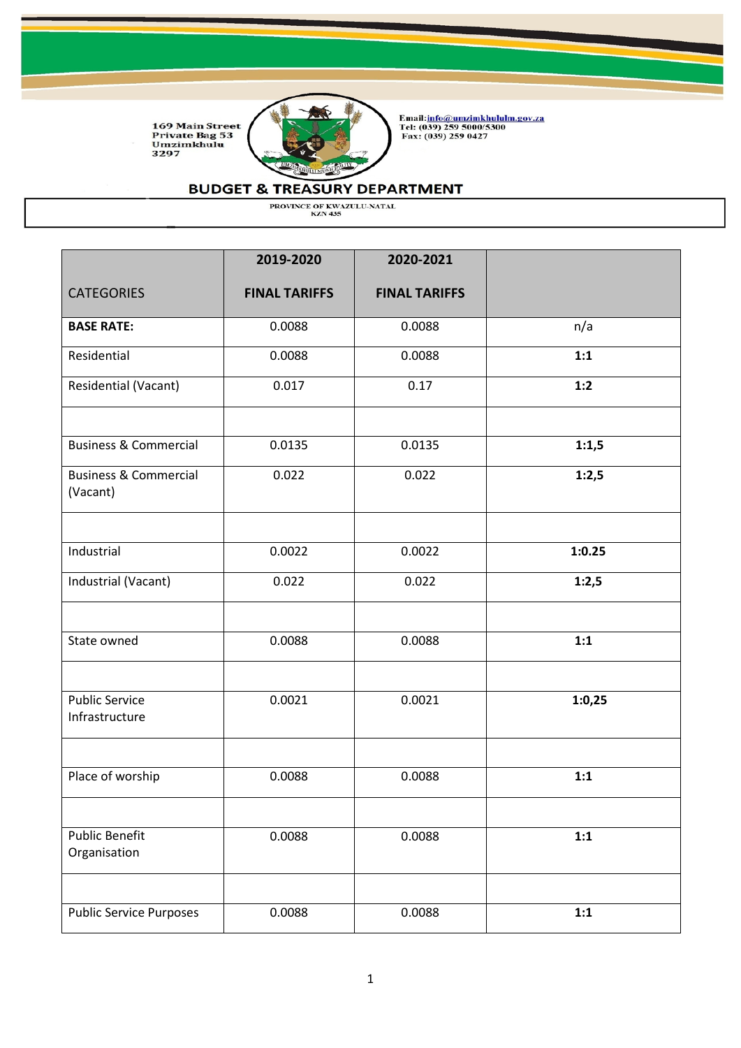169 Main Street
Private Bag 53
Umzimkhulu
3297

Email: info@umzimkhululm.gov.za
Tel: (039) 259 5000/5300
Fax: (039) 259 0427

## BUDGET & TREASURY DEPARTMENT

PROVINCE OF KWAZULU-NATAL
KZN 435

| CATEGORIES | 2019-2020 FINAL TARIFFS | 2020-2021 FINAL TARIFFS | |
|---|---|---|---|
| **BASE RATE:** | 0.0088 | 0.0088 | n/a |
| Residential | 0.0088 | 0.0088 | **1:1** |
| Residential (Vacant) | 0.017 | 0.17 | **1:2** |
| | | | |
| Business & Commercial | 0.0135 | 0.0135 | **1:1,5** |
| Business & Commercial (Vacant) | 0.022 | 0.022 | **1:2,5** |
| | | | |
| Industrial | 0.0022 | 0.0022 | **1:0.25** |
| Industrial (Vacant) | 0.022 | 0.022 | **1:2,5** |
| | | | |
| State owned | 0.0088 | 0.0088 | **1:1** |
| | | | |
| Public Service Infrastructure | 0.0021 | 0.0021 | **1:0,25** |
| | | | |
| Place of worship | 0.0088 | 0.0088 | **1:1** |
| | | | |
| Public Benefit Organisation | 0.0088 | 0.0088 | **1:1** |
| | | | |
| Public Service Purposes | 0.0088 | 0.0088 | **1:1** |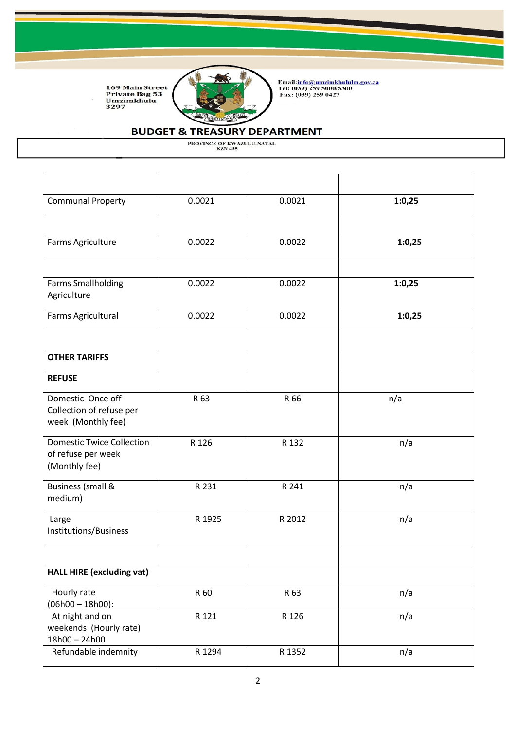169 Main Street
Private Bag 53
Umzimkhulu
3297

Email: info@umzimkhululm.gov.za
Tel: (039) 259 5000/5300
Fax: (039) 259 0427

## BUDGET & TREASURY DEPARTMENT

PROVINCE OF KWAZULU-NATAL
KZN 435

| | | | |
|---|---|---|---|
| Communal Property | 0.0021 | 0.0021 | **1:0,25** |
| | | | |
| Farms Agriculture | 0.0022 | 0.0022 | **1:0,25** |
| | | | |
| Farms Smallholding Agriculture | 0.0022 | 0.0022 | **1:0,25** |
| Farms Agricultural | 0.0022 | 0.0022 | **1:0,25** |
| | | | |
| **OTHER TARIFFS** | | | |
| **REFUSE** | | | |
| Domestic Once off Collection of refuse per week (Monthly fee) | R 63 | R 66 | n/a |
| Domestic Twice Collection of refuse per week (Monthly fee) | R 126 | R 132 | n/a |
| Business (small & medium) | R 231 | R 241 | n/a |
| Large Institutions/Business | R 1925 | R 2012 | n/a |
| | | | |
| **HALL HIRE (excluding vat)** | | | |
| Hourly rate (06h00 – 18h00): | R 60 | R 63 | n/a |
| At night and on weekends (Hourly rate) 18h00 – 24h00 | R 121 | R 126 | n/a |
| Refundable indemnity | R 1294 | R 1352 | n/a |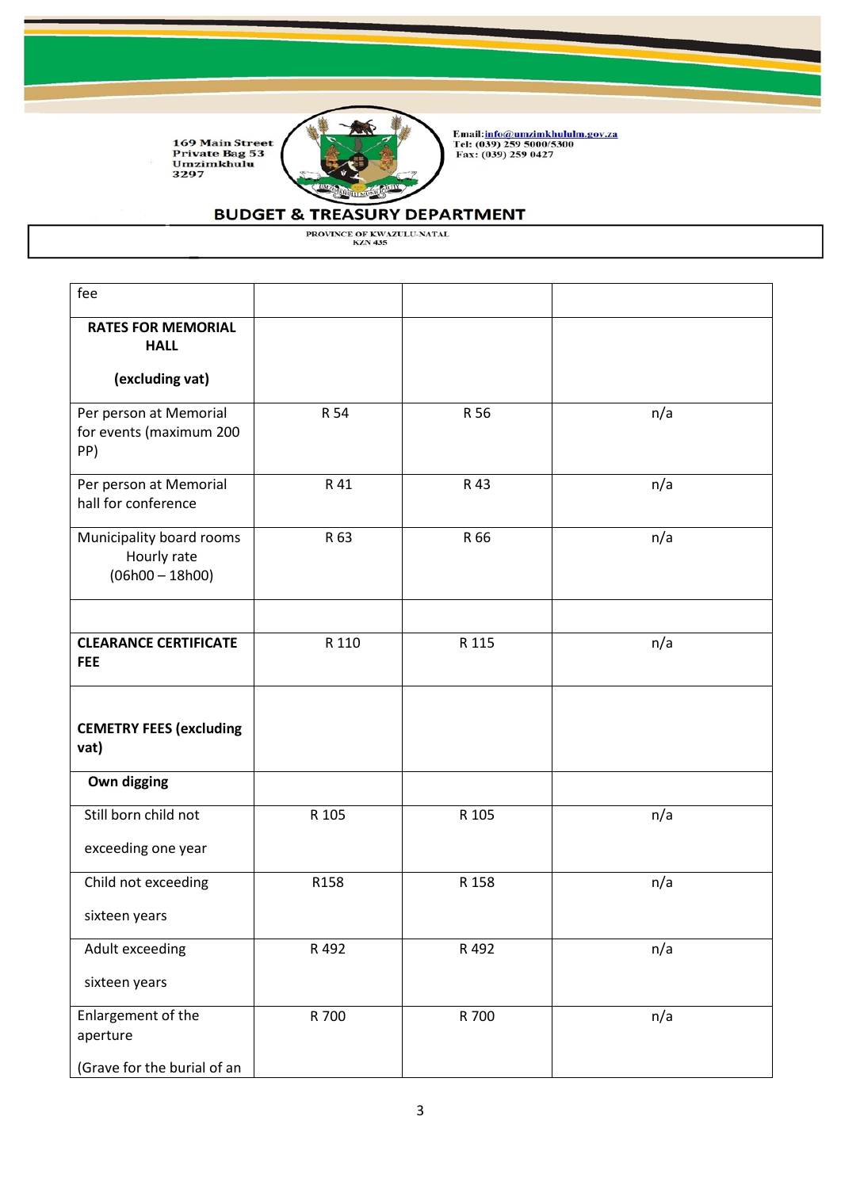169 Main Street
Private Bag 53
Umzimkhulu
3297

Email: info@umzimkhululm.gov.za
Tel: (039) 259 5000/5300
Fax: (039) 259 0427

**BUDGET & TREASURY DEPARTMENT**

PROVINCE OF KWAZULU-NATAL
KZN 435

| fee | | | |
|---|---|---|---|
| **RATES FOR MEMORIAL HALL (excluding vat)** | | | |
| Per person at Memorial for events (maximum 200 PP) | R 54 | R 56 | n/a |
| Per person at Memorial hall for conference | R 41 | R 43 | n/a |
| Municipality board rooms Hourly rate (06h00 – 18h00) | R 63 | R 66 | n/a |
| | | | |
| **CLEARANCE CERTIFICATE FEE** | R 110 | R 115 | n/a |
| **CEMETRY FEES (excluding vat)** | | | |
| **Own digging** | | | |
| Still born child not exceeding one year | R 105 | R 105 | n/a |
| Child not exceeding sixteen years | R158 | R 158 | n/a |
| Adult exceeding sixteen years | R 492 | R 492 | n/a |
| Enlargement of the aperture (Grave for the burial of an | R 700 | R 700 | n/a |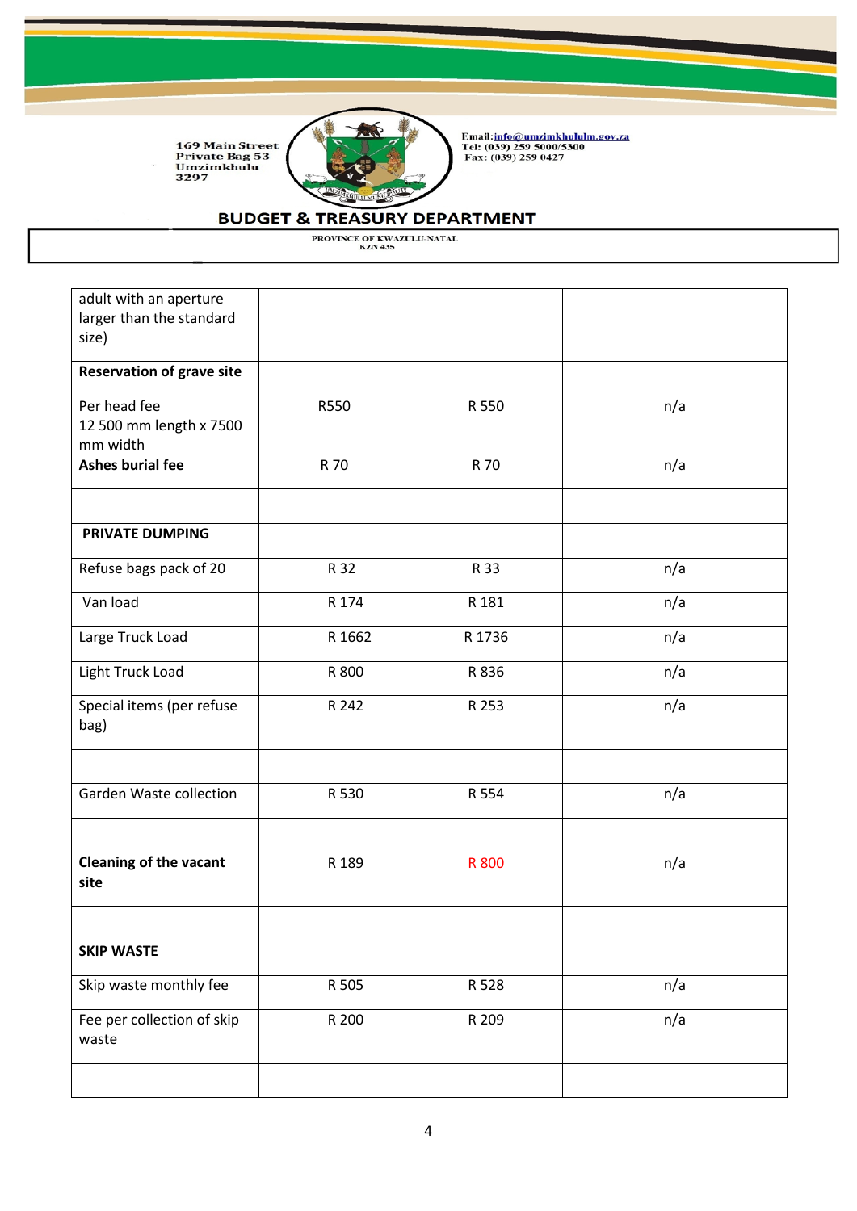169 Main Street
Private Bag 53
Umzimkhulu
3297

Email: info@umzimkhululm.gov.za
Tel: (039) 259 5000/5300
Fax: (039) 259 0427

## BUDGET & TREASURY DEPARTMENT

PROVINCE OF KWAZULU-NATAL
KZN 435

| | | | |
|---|---|---|---|
| adult with an aperture larger than the standard size) | | | |
| **Reservation of grave site** | | | |
| Per head fee 12 500 mm length x 7500 mm width | R550 | R 550 | n/a |
| **Ashes burial fee** | R 70 | R 70 | n/a |
| | | | |
| **PRIVATE DUMPING** | | | |
| Refuse bags pack of 20 | R 32 | R 33 | n/a |
| Van load | R 174 | R 181 | n/a |
| Large Truck Load | R 1662 | R 1736 | n/a |
| Light Truck Load | R 800 | R 836 | n/a |
| Special items (per refuse bag) | R 242 | R 253 | n/a |
| | | | |
| Garden Waste collection | R 530 | R 554 | n/a |
| | | | |
| **Cleaning of the vacant site** | R 189 | R 800 | n/a |
| | | | |
| **SKIP WASTE** | | | |
| Skip waste monthly fee | R 505 | R 528 | n/a |
| Fee per collection of skip waste | R 200 | R 209 | n/a |
| | | | |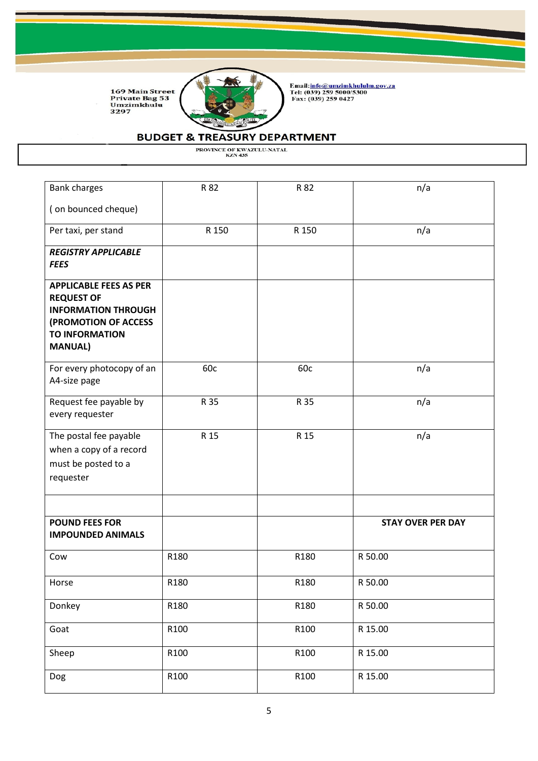169 Main Street
Private Bag 53
Umzimkhulu
3297

Email:info@umzimkhululm.gov.za
Tel: (039) 259 5000/5300
Fax: (039) 259 0427

## BUDGET & TREASURY DEPARTMENT

PROVINCE OF KWAZULU-NATAL
KZN 435

| | | | |
|---|---|---|---|
| Bank charges<br><br>( on bounced cheque) | R 82 | R 82 | n/a |
| Per taxi, per stand | R 150 | R 150 | n/a |
| ***REGISTRY APPLICABLE FEES*** | | | |
| **APPLICABLE FEES AS PER REQUEST OF INFORMATION THROUGH (PROMOTION OF ACCESS TO INFORMATION MANUAL)** | | | |
| For every photocopy of an A4-size page | 60c | 60c | n/a |
| Request fee payable by every requester | R 35 | R 35 | n/a |
| The postal fee payable when a copy of a record must be posted to a requester | R 15 | R 15 | n/a |
| | | | |
| **POUND FEES FOR IMPOUNDED ANIMALS** | | | **STAY OVER PER DAY** |
| Cow | R180 | R180 | R 50.00 |
| Horse | R180 | R180 | R 50.00 |
| Donkey | R180 | R180 | R 50.00 |
| Goat | R100 | R100 | R 15.00 |
| Sheep | R100 | R100 | R 15.00 |
| Dog | R100 | R100 | R 15.00 |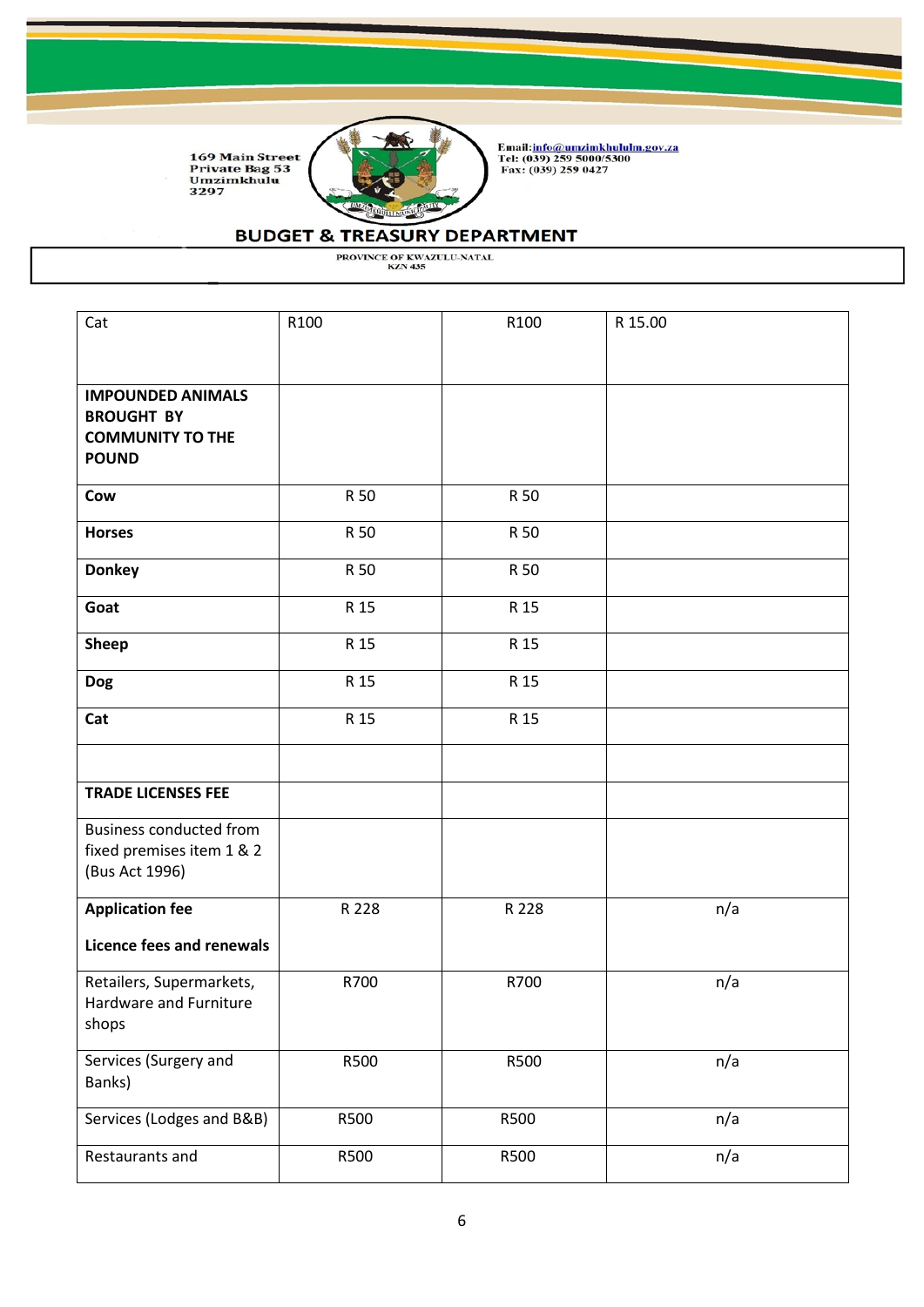169 Main Street
Private Bag 53
Umzimkhulu
3297

Email: info@umzimkhululm.gov.za
Tel: (039) 259 5000/5300
Fax: (039) 259 0427

## BUDGET & TREASURY DEPARTMENT

PROVINCE OF KWAZULU-NATAL
KZN 435

| | | | |
|---|---|---|---|
| Cat | R100 | R100 | R 15.00 |
| **IMPOUNDED ANIMALS BROUGHT BY COMMUNITY TO THE POUND** | | | |
| **Cow** | R 50 | R 50 | |
| **Horses** | R 50 | R 50 | |
| **Donkey** | R 50 | R 50 | |
| **Goat** | R 15 | R 15 | |
| **Sheep** | R 15 | R 15 | |
| **Dog** | R 15 | R 15 | |
| **Cat** | R 15 | R 15 | |
| | | | |
| **TRADE LICENSES FEE** | | | |
| Business conducted from fixed premises item 1 & 2 (Bus Act 1996) | | | |
| **Application fee**<br><br>**Licence fees and renewals** | R 228 | R 228 | n/a |
| Retailers, Supermarkets, Hardware and Furniture shops | R700 | R700 | n/a |
| Services (Surgery and Banks) | R500 | R500 | n/a |
| Services (Lodges and B&B) | R500 | R500 | n/a |
| Restaurants and | R500 | R500 | n/a |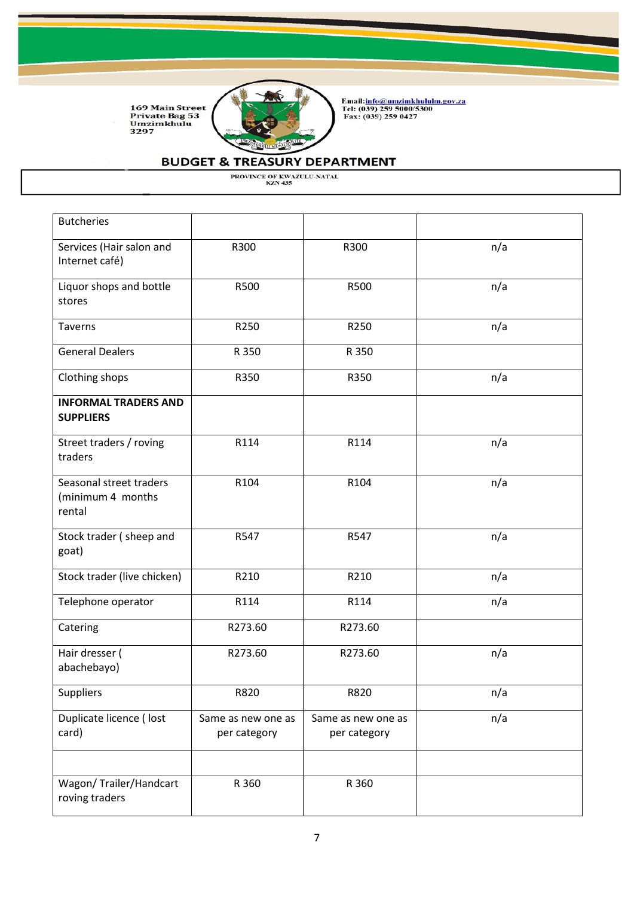| | | | |
|---|---|---|---|
| Butcheries | | | |
| Services (Hair salon and Internet café) | R300 | R300 | n/a |
| Liquor shops and bottle stores | R500 | R500 | n/a |
| Taverns | R250 | R250 | n/a |
| General Dealers | R 350 | R 350 | |
| Clothing shops | R350 | R350 | n/a |
| **INFORMAL TRADERS AND SUPPLIERS** | | | |
| Street traders / roving traders | R114 | R114 | n/a |
| Seasonal street traders (minimum 4 months rental | R104 | R104 | n/a |
| Stock trader ( sheep and goat) | R547 | R547 | n/a |
| Stock trader (live chicken) | R210 | R210 | n/a |
| Telephone operator | R114 | R114 | n/a |
| Catering | R273.60 | R273.60 | |
| Hair dresser ( abachebayo) | R273.60 | R273.60 | n/a |
| Suppliers | R820 | R820 | n/a |
| Duplicate licence ( lost card) | Same as new one as per category | Same as new one as per category | n/a |
| | | | |
| Wagon/ Trailer/Handcart roving traders | R 360 | R 360 | |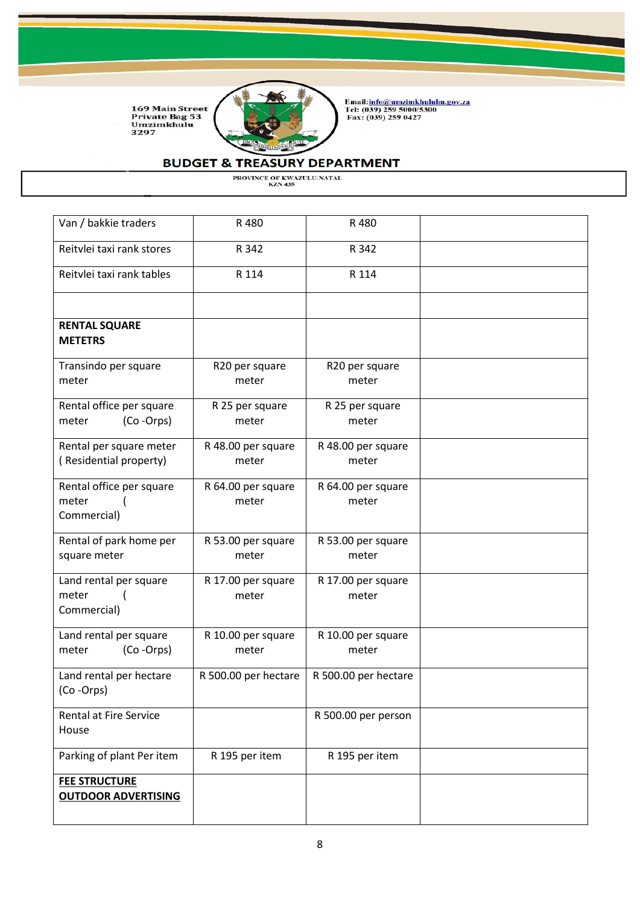| Van / bakkie traders | R 480 | R 480 | |
|---|---|---|---|
| Reitvlei taxi rank stores | R 342 | R 342 | |
| Reitvlei taxi rank tables | R 114 | R 114 | |
| | | | |
| **RENTAL SQUARE METETRS** | | | |
| Transindo per square meter | R20 per square meter | R20 per square meter | |
| Rental office per square meter (Co -Orps) | R 25 per square meter | R 25 per square meter | |
| Rental per square meter ( Residential property) | R 48.00 per square meter | R 48.00 per square meter | |
| Rental office per square meter ( Commercial) | R 64.00 per square meter | R 64.00 per square meter | |
| Rental of park home per square meter | R 53.00 per square meter | R 53.00 per square meter | |
| Land rental per square meter ( Commercial) | R 17.00 per square meter | R 17.00 per square meter | |
| Land rental per square meter (Co -Orps) | R 10.00 per square meter | R 10.00 per square meter | |
| Land rental per hectare (Co -Orps) | R 500.00 per hectare | R 500.00 per hectare | |
| Rental at Fire Service House | | R 500.00 per person | |
| Parking of plant Per item | R 195 per item | R 195 per item | |
| **FEE STRUCTURE OUTDOOR ADVERTISING** | | | |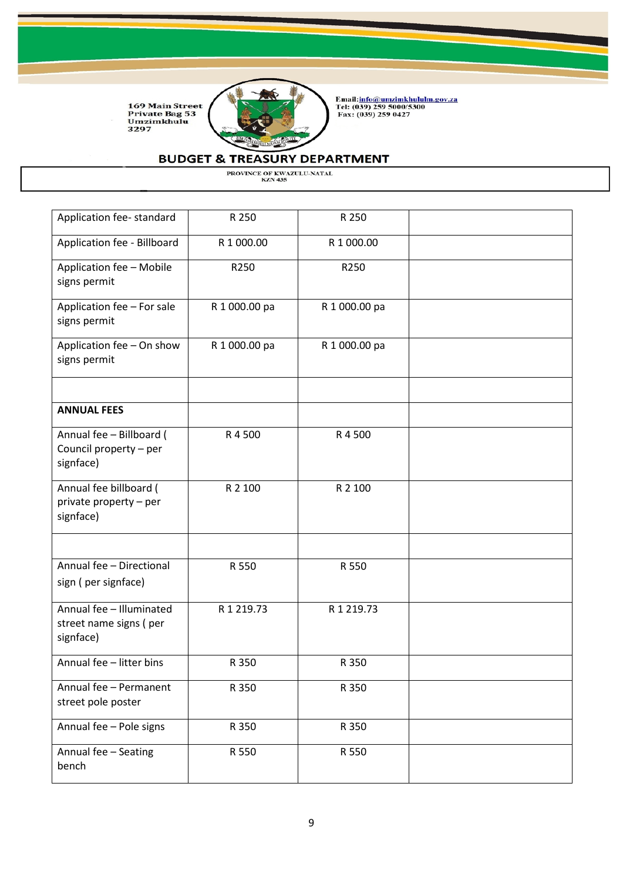| Application fee- standard | R 250 | R 250 | |
|---|---|---|---|
| Application fee - Billboard | R 1 000.00 | R 1 000.00 | |
| Application fee – Mobile signs permit | R250 | R250 | |
| Application fee – For sale signs permit | R 1 000.00 pa | R 1 000.00 pa | |
| Application fee – On show signs permit | R 1 000.00 pa | R 1 000.00 pa | |
| | | | |
| **ANNUAL FEES** | | | |
| Annual fee – Billboard ( Council property – per signface) | R 4 500 | R 4 500 | |
| Annual fee billboard ( private property – per signface) | R 2 100 | R 2 100 | |
| | | | |
| Annual fee – Directional sign ( per signface) | R 550 | R 550 | |
| Annual fee – Illuminated street name signs ( per signface) | R 1 219.73 | R 1 219.73 | |
| Annual fee – litter bins | R 350 | R 350 | |
| Annual fee – Permanent street pole poster | R 350 | R 350 | |
| Annual fee – Pole signs | R 350 | R 350 | |
| Annual fee – Seating bench | R 550 | R 550 | |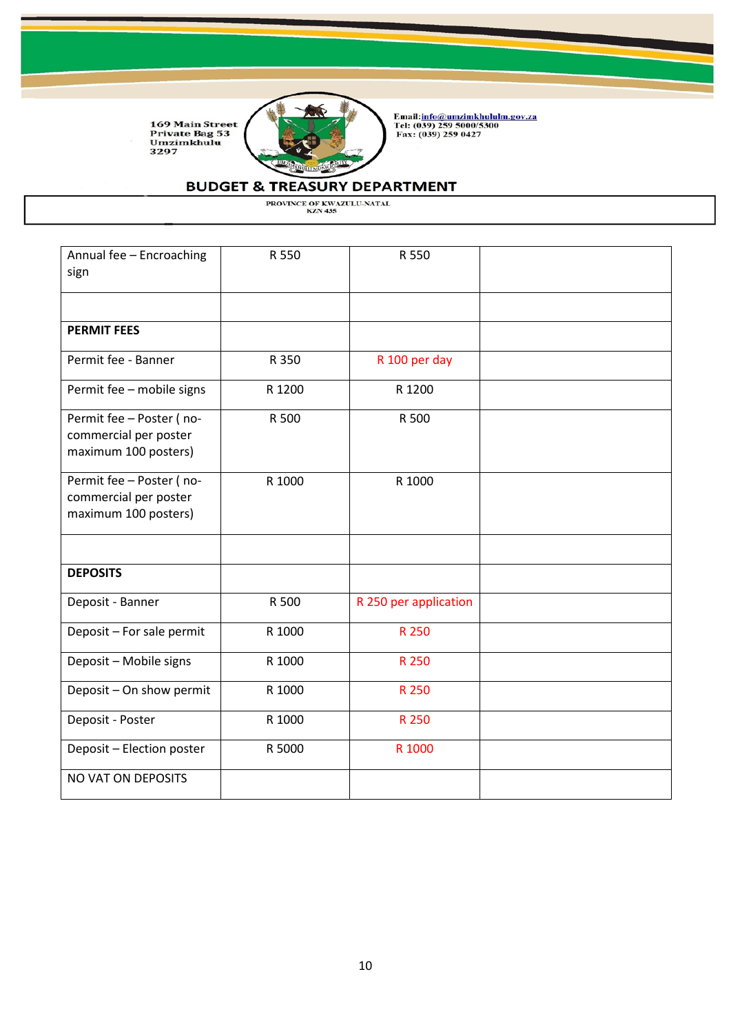169 Main Street
Private Bag 53
Umzimkhulu
3297

Email: info@umzimkhululm.gov.za
Tel: (039) 259 5000/5300
Fax: (039) 259 0427

## BUDGET & TREASURY DEPARTMENT

PROVINCE OF KWAZULU-NATAL
KZN 435

| Annual fee – Encroaching sign | R 550 | R 550 | |
|---|---|---|---|
| | | | |
| **PERMIT FEES** | | | |
| Permit fee - Banner | R 350 | R 100 per day | |
| Permit fee – mobile signs | R 1200 | R 1200 | |
| Permit fee – Poster ( no-commercial per poster maximum 100 posters) | R 500 | R 500 | |
| Permit fee – Poster ( no-commercial per poster maximum 100 posters) | R 1000 | R 1000 | |
| | | | |
| **DEPOSITS** | | | |
| Deposit - Banner | R 500 | R 250 per application | |
| Deposit – For sale permit | R 1000 | R 250 | |
| Deposit – Mobile signs | R 1000 | R 250 | |
| Deposit – On show permit | R 1000 | R 250 | |
| Deposit - Poster | R 1000 | R 250 | |
| Deposit – Election poster | R 5000 | R 1000 | |
| NO VAT ON DEPOSITS | | | |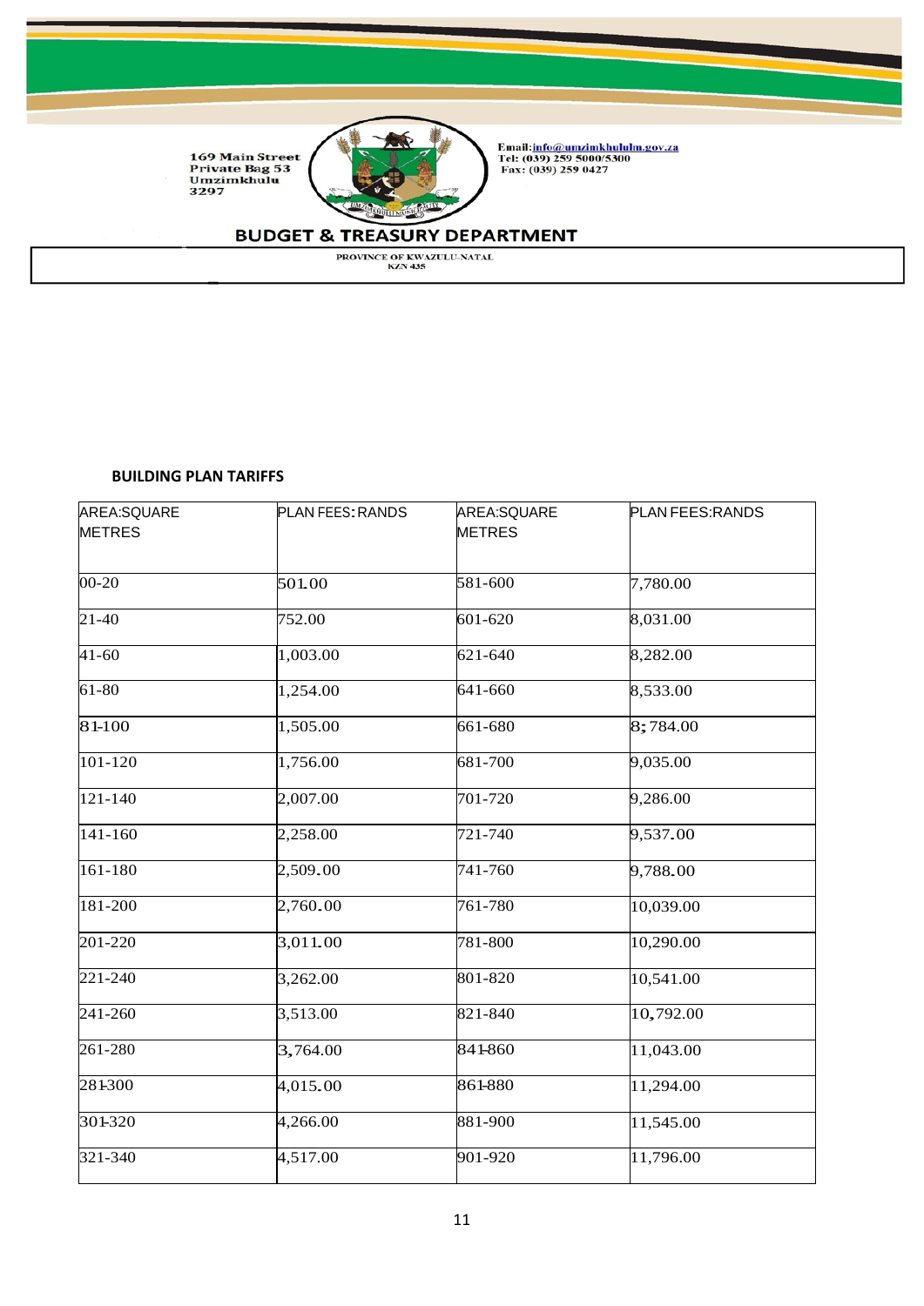**BUILDING PLAN TARIFFS**

| AREA:SQUARE METRES | PLAN FEES: RANDS | AREA:SQUARE METRES | PLAN FEES:RANDS |
|---|---|---|---|
| 00-20 | 501.00 | 581-600 | 7,780.00 |
| 21-40 | 752.00 | 601-620 | 8,031.00 |
| 41-60 | 1,003.00 | 621-640 | 8,282.00 |
| 61-80 | 1,254.00 | 641-660 | 8,533.00 |
| 81-100 | 1,505.00 | 661-680 | 8;784.00 |
| 101-120 | 1,756.00 | 681-700 | 9,035.00 |
| 121-140 | 2,007.00 | 701-720 | 9,286.00 |
| 141-160 | 2,258.00 | 721-740 | 9,537.00 |
| 161-180 | 2,509.00 | 741-760 | 9,788.00 |
| 181-200 | 2,760.00 | 761-780 | 10,039.00 |
| 201-220 | 3,011.00 | 781-800 | 10,290.00 |
| 221-240 | 3,262.00 | 801-820 | 10,541.00 |
| 241-260 | 3,513.00 | 821-840 | 10,792.00 |
| 261-280 | 3,764.00 | 841-860 | 11,043.00 |
| 281-300 | 4,015.00 | 861-880 | 11,294.00 |
| 301-320 | 4,266.00 | 881-900 | 11,545.00 |
| 321-340 | 4,517.00 | 901-920 | 11,796.00 |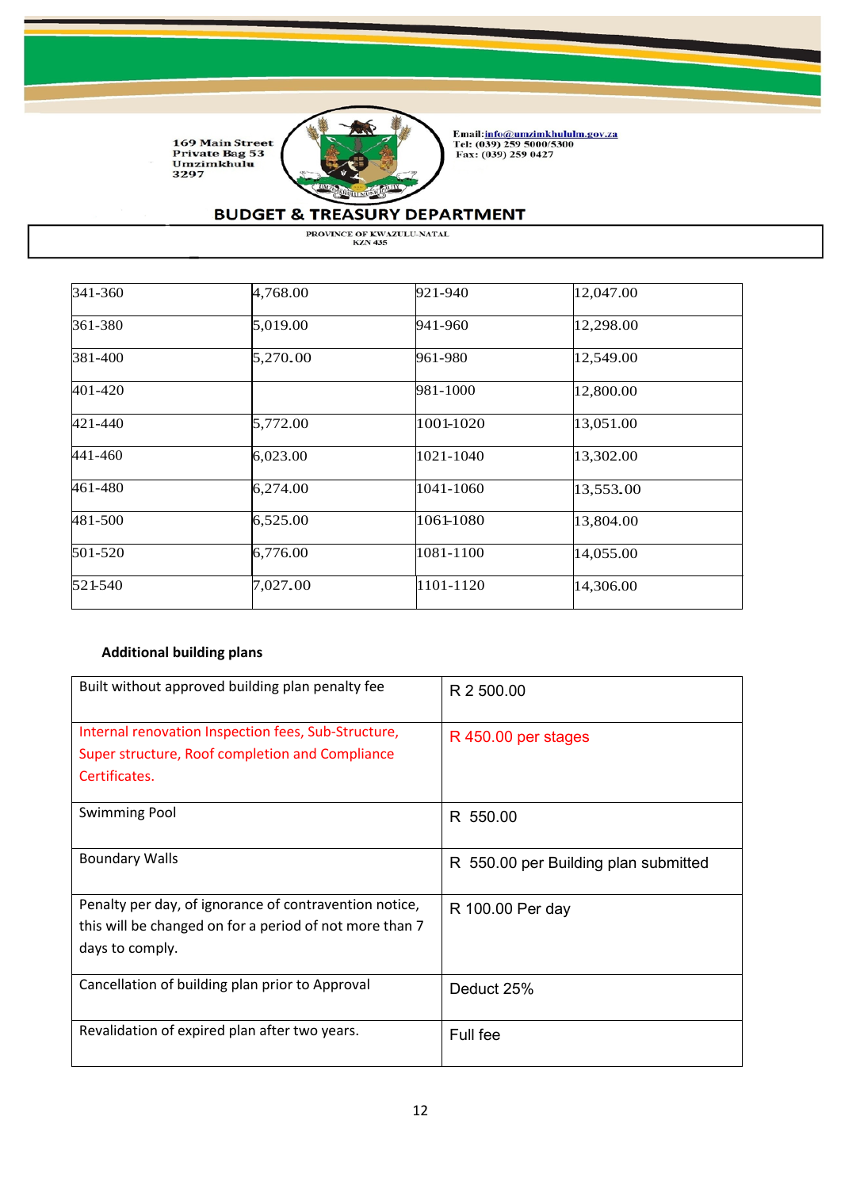| 341-360 | 4,768.00 | 921-940 | 12,047.00 |
|---|---|---|---|
| 361-380 | 5,019.00 | 941-960 | 12,298.00 |
| 381-400 | 5,270.00 | 961-980 | 12,549.00 |
| 401-420 | | 981-1000 | 12,800.00 |
| 421-440 | 5,772.00 | 1001-1020 | 13,051.00 |
| 441-460 | 6,023.00 | 1021-1040 | 13,302.00 |
| 461-480 | 6,274.00 | 1041-1060 | 13,553.00 |
| 481-500 | 6,525.00 | 1061-1080 | 13,804.00 |
| 501-520 | 6,776.00 | 1081-1100 | 14,055.00 |
| 521-540 | 7,027.00 | 1101-1120 | 14,306.00 |

**Additional building plans**

| Built without approved building plan penalty fee | R 2 500.00 |
|---|---|
| Internal renovation Inspection fees, Sub-Structure, Super structure, Roof completion and Compliance Certificates. | R 450.00 per stages |
| Swimming Pool | R 550.00 |
| Boundary Walls | R 550.00 per Building plan submitted |
| Penalty per day, of ignorance of contravention notice, this will be changed on for a period of not more than 7 days to comply. | R 100.00 Per day |
| Cancellation of building plan prior to Approval | Deduct 25% |
| Revalidation of expired plan after two years. | Full fee |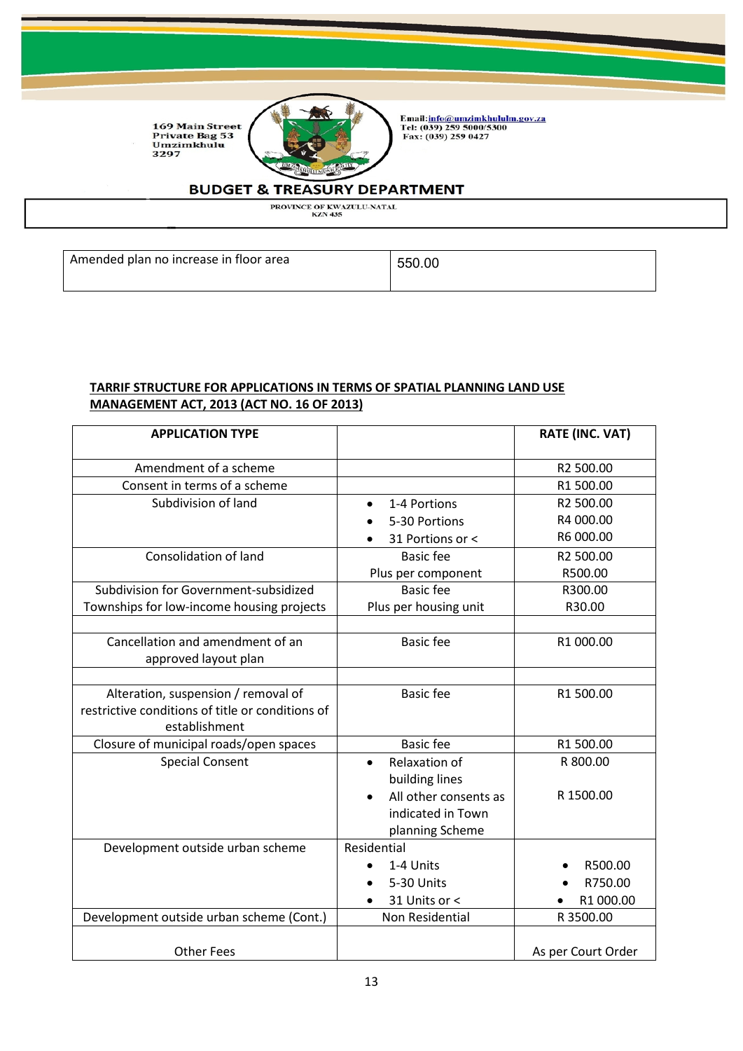| Amended plan no increase in floor area | 550.00 |
|---|---|

**TARRIF STRUCTURE FOR APPLICATIONS IN TERMS OF SPATIAL PLANNING LAND USE MANAGEMENT ACT, 2013 (ACT NO. 16 OF 2013)**

| APPLICATION TYPE | | RATE (INC. VAT) |
|---|---|---|
| Amendment of a scheme | | R2 500.00 |
| Consent in terms of a scheme | | R1 500.00 |
| Subdivision of land | • 1-4 Portions<br>• 5-30 Portions<br>• 31 Portions or < | R2 500.00<br>R4 000.00<br>R6 000.00 |
| Consolidation of land | Basic fee<br>Plus per component | R2 500.00<br>R500.00 |
| Subdivision for Government-subsidized Townships for low-income housing projects | Basic fee<br>Plus per housing unit | R300.00<br>R30.00 |
| | | |
| Cancellation and amendment of an approved layout plan | Basic fee | R1 000.00 |
| | | |
| Alteration, suspension / removal of restrictive conditions of title or conditions of establishment | Basic fee | R1 500.00 |
| Closure of municipal roads/open spaces | Basic fee | R1 500.00 |
| Special Consent | • Relaxation of building lines<br>• All other consents as indicated in Town planning Scheme | R 800.00<br><br>R 1500.00 |
| Development outside urban scheme | Residential<br>• 1-4 Units<br>• 5-30 Units<br>• 31 Units or < | <br>• R500.00<br>• R750.00<br>• R1 000.00 |
| Development outside urban scheme (Cont.) | Non Residential | R 3500.00 |
| Other Fees | | As per Court Order |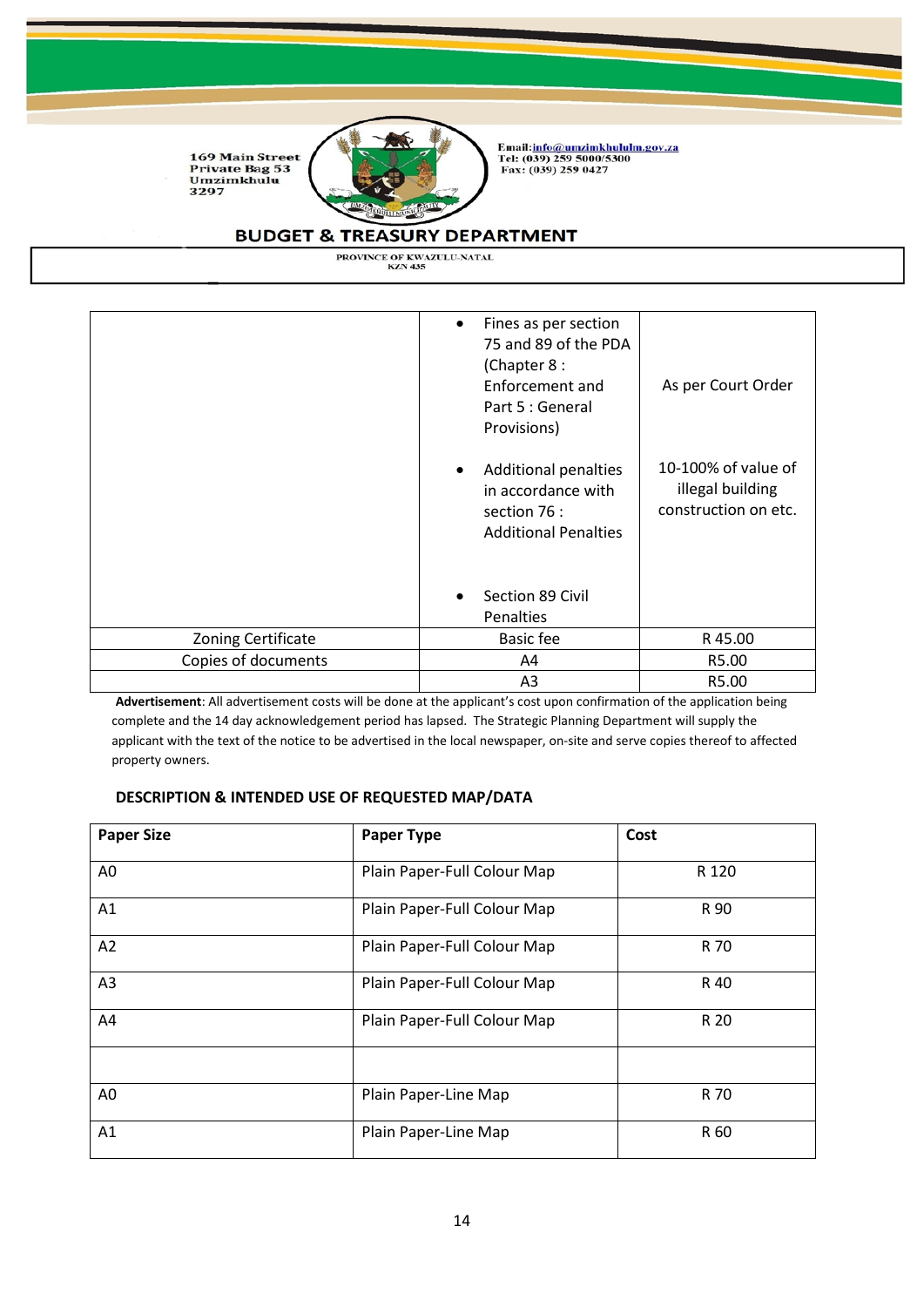169 Main Street
Private Bag 53
Umzimkhulu
3297

Email: info@umzimkhululm.gov.za
Tel: (039) 259 5000/5300
Fax: (039) 259 0427

**BUDGET & TREASURY DEPARTMENT**

PROVINCE OF KWAZULU-NATAL
KZN 435

| | | |
|---|---|---|
| | • Fines as per section 75 and 89 of the PDA (Chapter 8 : Enforcement and Part 5 : General Provisions) | As per Court Order |
| | • Additional penalties in accordance with section 76 : Additional Penalties | 10-100% of value of illegal building construction on etc. |
| | • Section 89 Civil Penalties | |
| Zoning Certificate | Basic fee | R 45.00 |
| Copies of documents | A4 | R5.00 |
| | A3 | R5.00 |

**Advertisement**: All advertisement costs will be done at the applicant's cost upon confirmation of the application being complete and the 14 day acknowledgement period has lapsed. The Strategic Planning Department will supply the applicant with the text of the notice to be advertised in the local newspaper, on-site and serve copies thereof to affected property owners.

**DESCRIPTION & INTENDED USE OF REQUESTED MAP/DATA**

| Paper Size | Paper Type | Cost |
|---|---|---|
| A0 | Plain Paper-Full Colour Map | R 120 |
| A1 | Plain Paper-Full Colour Map | R 90 |
| A2 | Plain Paper-Full Colour Map | R 70 |
| A3 | Plain Paper-Full Colour Map | R 40 |
| A4 | Plain Paper-Full Colour Map | R 20 |
| | | |
| A0 | Plain Paper-Line Map | R 70 |
| A1 | Plain Paper-Line Map | R 60 |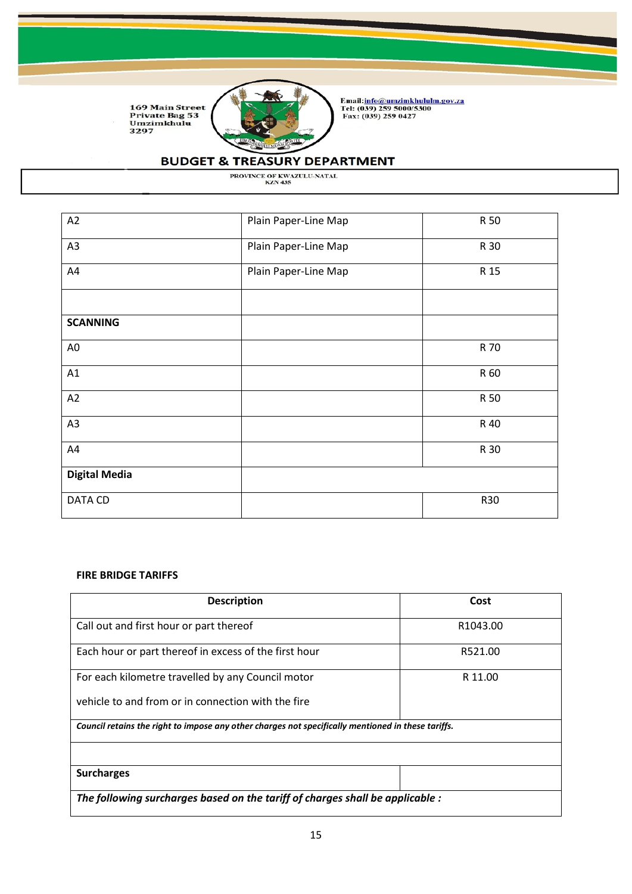169 Main Street
Private Bag 53
Umzimkhulu
3297

Email: info@umzimkhululm.gov.za
Tel: (039) 259 5000/5300
Fax: (039) 259 0427

## BUDGET & TREASURY DEPARTMENT

PROVINCE OF KWAZULU-NATAL
KZN 435

| | | |
|---|---|---|
| A2 | Plain Paper-Line Map | R 50 |
| A3 | Plain Paper-Line Map | R 30 |
| A4 | Plain Paper-Line Map | R 15 |
| | | |
| **SCANNING** | | |
| A0 | | R 70 |
| A1 | | R 60 |
| A2 | | R 50 |
| A3 | | R 40 |
| A4 | | R 30 |
| **Digital Media** | | |
| DATA CD | | R30 |

**FIRE BRIDGE TARIFFS**

| Description | Cost |
|---|---|
| Call out and first hour or part thereof | R1043.00 |
| Each hour or part thereof in excess of the first hour | R521.00 |
| For each kilometre travelled by any Council motor vehicle to and from or in connection with the fire | R 11.00 |
| ***Council retains the right to impose any other charges not specifically mentioned in these tariffs.*** | |
| | |
| **Surcharges** | |
| ***The following surcharges based on the tariff of charges shall be applicable :*** | |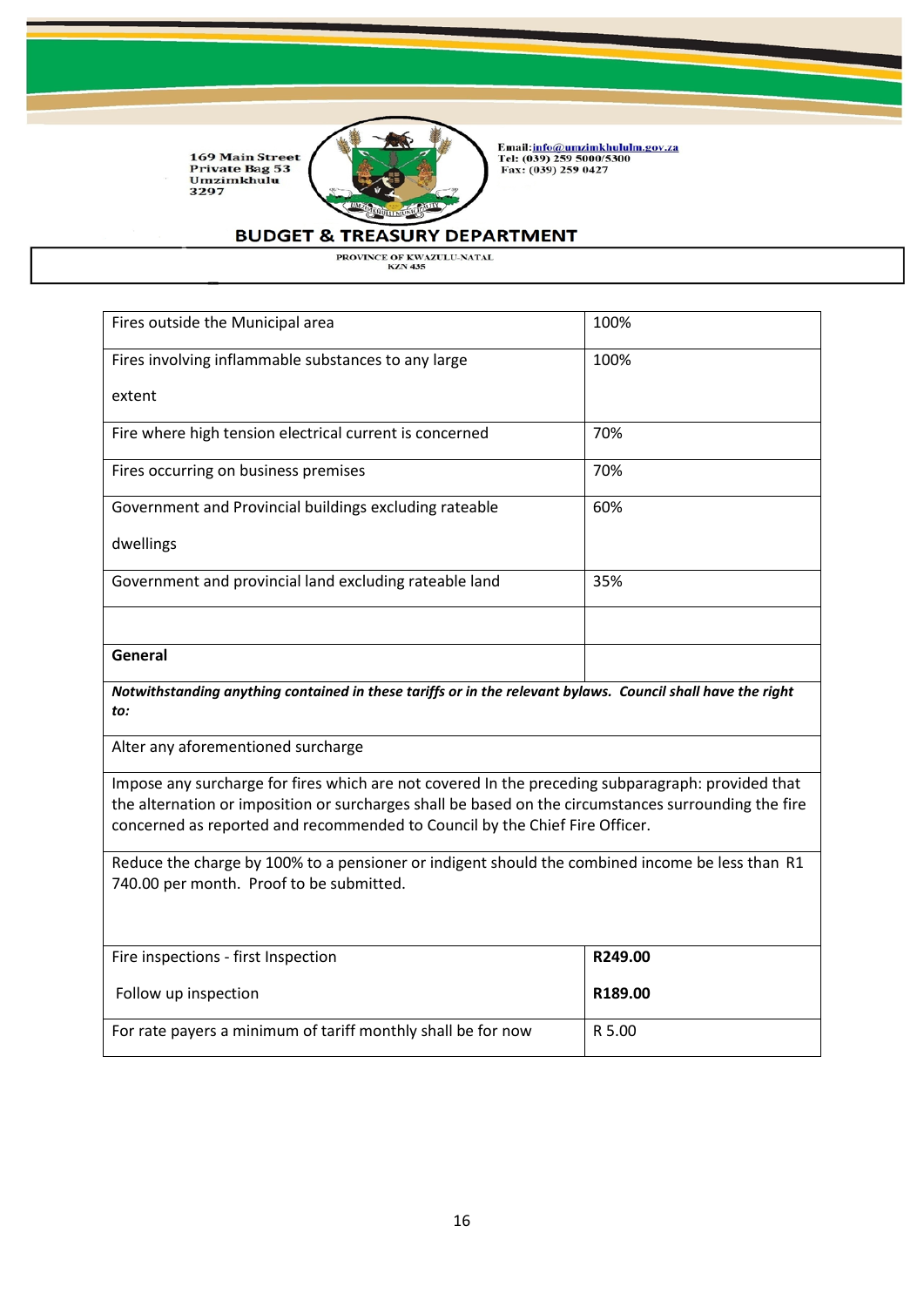| | |
|---|---|
| Fires outside the Municipal area | 100% |
| Fires involving inflammable substances to any large extent | 100% |
| Fire where high tension electrical current is concerned | 70% |
| Fires occurring on business premises | 70% |
| Government and Provincial buildings excluding rateable dwellings | 60% |
| Government and provincial land excluding rateable land | 35% |
| | |
| **General** | |
| ***Notwithstanding anything contained in these tariffs or in the relevant bylaws. Council shall have the right to:*** | |
| Alter any aforementioned surcharge | |
| Impose any surcharge for fires which are not covered In the preceding subparagraph: provided that the alternation or imposition or surcharges shall be based on the circumstances surrounding the fire concerned as reported and recommended to Council by the Chief Fire Officer. | |
| Reduce the charge by 100% to a pensioner or indigent should the combined income be less than R1 740.00 per month. Proof to be submitted. | |
| Fire inspections - first Inspection<br><br>Follow up inspection | **R249.00**<br><br>**R189.00** |
| For rate payers a minimum of tariff monthly shall be for now | R 5.00 |